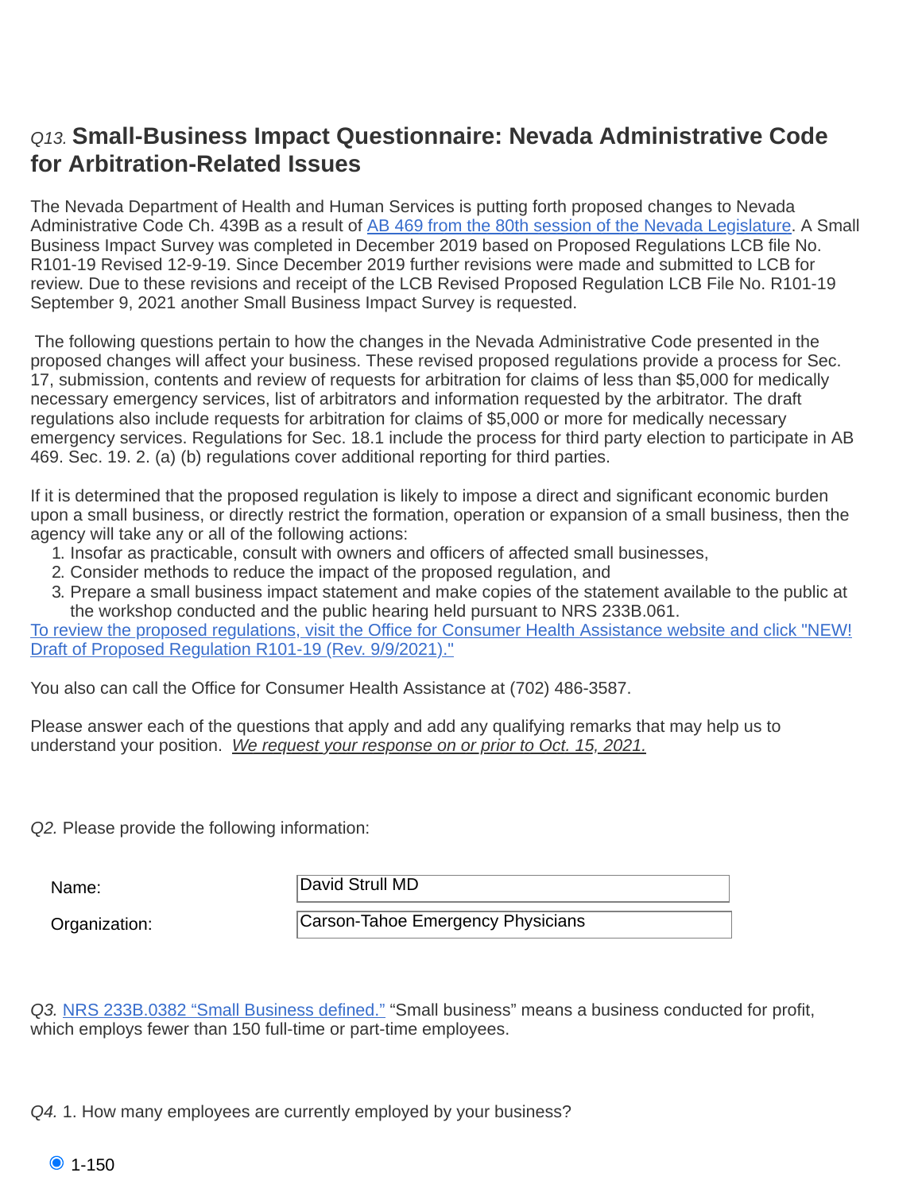## *Q13.* Small-Business Impact Questionnaire: Nevada Administrative Code for Arbitration-Related Issues

The Nevada Department of Health and Human Services is putting forth proposed changes to Nevada Administrative Code Ch. 439B as a result of [AB 469 from the 80th session of the Nevada Legislature](). A Small Business Impact Survey was completed in December 2019 based on Proposed Regulations LCB file No. R101-19 Revised 12-9-19. Since December 2019 further revisions were made and submitted to LCB for review. Due to these revisions and receipt of the LCB Revised Proposed Regulation LCB File No. R101-19 September 9, 2021 another Small Business Impact Survey is requested.

The following questions pertain to how the changes in the Nevada Administrative Code presented in the proposed changes will affect your business. These revised proposed regulations provide a process for Sec. 17, submission, contents and review of requests for arbitration for claims of less than $5,000 for medically necessary emergency services, list of arbitrators and information requested by the arbitrator. The draft regulations also include requests for arbitration for claims of $5,000 or more for medically necessary emergency services. Regulations for Sec. 18.1 include the process for third party election to participate in AB 469. Sec. 19. 2. (a) (b) regulations cover additional reporting for third parties.

If it is determined that the proposed regulation is likely to impose a direct and significant economic burden upon a small business, or directly restrict the formation, operation or expansion of a small business, then the agency will take any or all of the following actions:

1. Insofar as practicable, consult with owners and officers of affected small businesses,
2. Consider methods to reduce the impact of the proposed regulation, and
3. Prepare a small business impact statement and make copies of the statement available to the public at the workshop conducted and the public hearing held pursuant to NRS 233B.061.

[To review the proposed regulations, visit the Office for Consumer Health Assistance website and click "NEW! Draft of Proposed Regulation R101-19 (Rev. 9/9/2021)."]()

You also can call the Office for Consumer Health Assistance at (702) 486-3587.

Please answer each of the questions that apply and add any qualifying remarks that may help us to understand your position. *We request your response on or prior to Oct. 15, 2021.*

*Q2.* Please provide the following information:

| | |
|---|---|
| Name: | David Strull MD |
| Organization: | Carson-Tahoe Emergency Physicians |

*Q3.* [NRS 233B.0382 "Small Business defined."]() "Small business" means a business conducted for profit, which employs fewer than 150 full-time or part-time employees.

*Q4.* 1. How many employees are currently employed by your business?

- (●) 1-150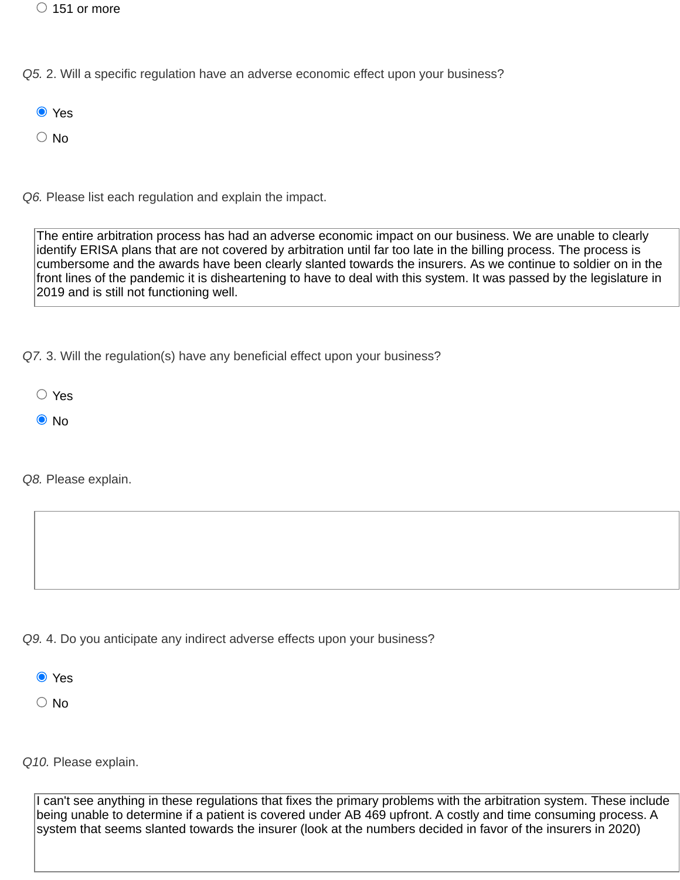○ 151 or more

*Q5.* 2. Will a specific regulation have an adverse economic effect upon your business?

◉ Yes

○ No

*Q6.* Please list each regulation and explain the impact.

> The entire arbitration process has had an adverse economic impact on our business. We are unable to clearly identify ERISA plans that are not covered by arbitration until far too late in the billing process. The process is cumbersome and the awards have been clearly slanted towards the insurers. As we continue to soldier on in the front lines of the pandemic it is disheartening to have to deal with this system. It was passed by the legislature in 2019 and is still not functioning well.

*Q7.* 3. Will the regulation(s) have any beneficial effect upon your business?

○ Yes

◉ No

*Q8.* Please explain.

*Q9.* 4. Do you anticipate any indirect adverse effects upon your business?

◉ Yes

○ No

*Q10.* Please explain.

> I can't see anything in these regulations that fixes the primary problems with the arbitration system. These include being unable to determine if a patient is covered under AB 469 upfront. A costly and time consuming process. A system that seems slanted towards the insurer (look at the numbers decided in favor of the insurers in 2020)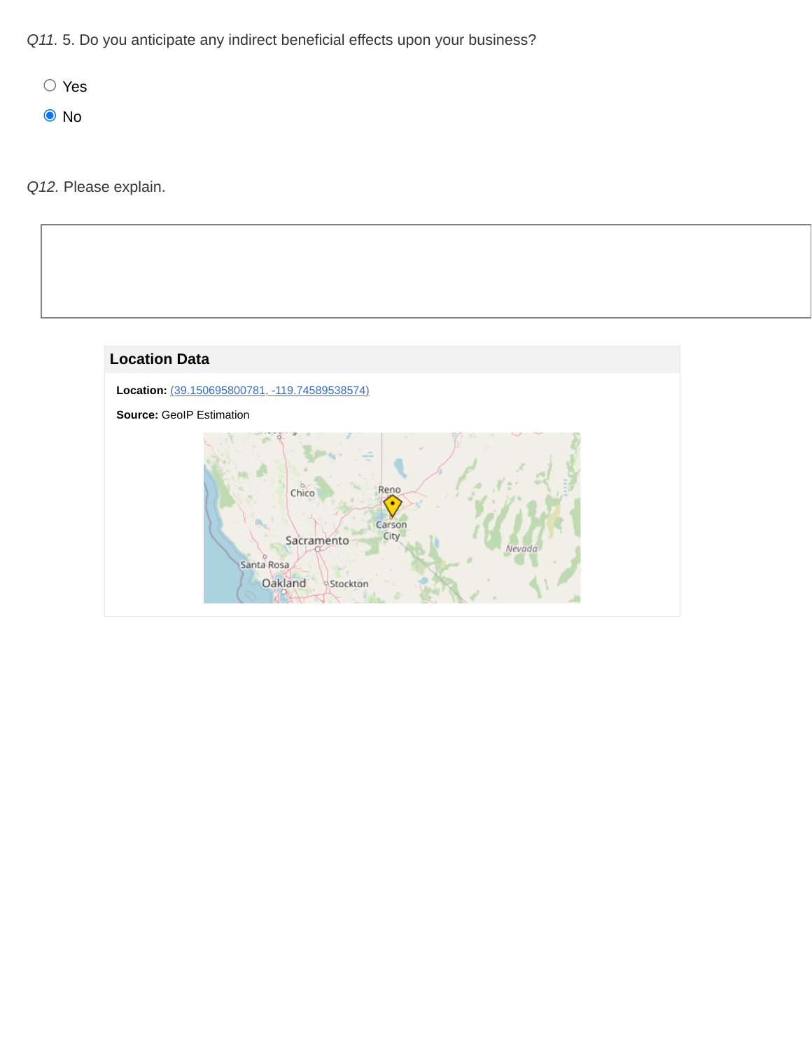*Q11.* 5. Do you anticipate any indirect beneficial effects upon your business?

- ○ Yes
- ◉ No

*Q12.* Please explain.

## Location Data

**Location:** [(39.150695800781, -119.74589538574)](39.150695800781, -119.74589538574)

**Source:** GeoIP Estimation

Reno
Chico
Carson City
Sacramento
Nevada
Santa Rosa
Oakland
Stockton